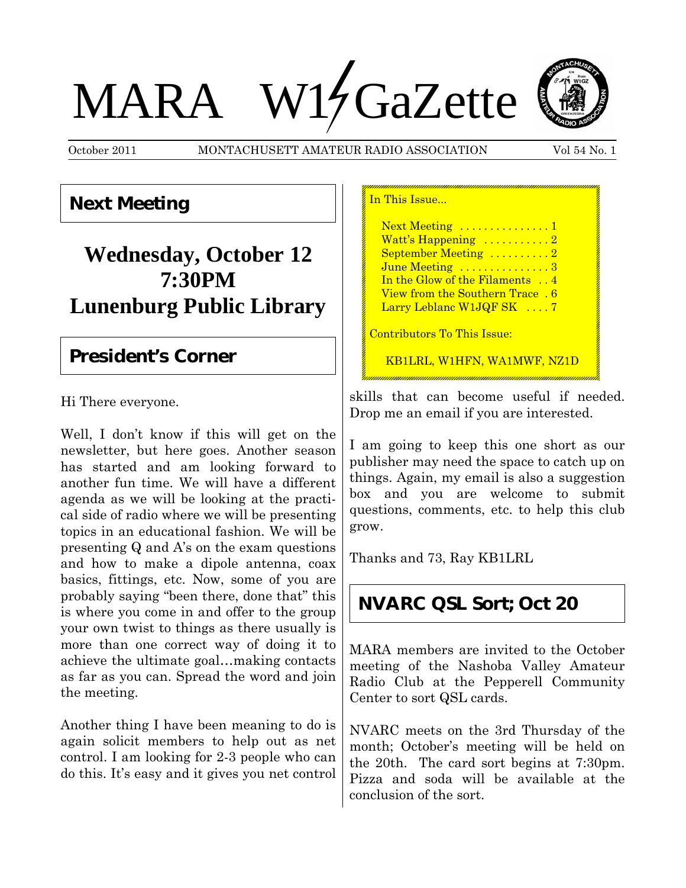# MARA W1GaZette

October 2011 MONTACHUSETT AMATEUR RADIO ASSOCIATION Vol 54 No. 1

## Next Meeting

**Wednesday, October 12**
**7:30PM**
**Lunenburg Public Library**

In This Issue...

- Next Meeting . . . . . . . . . . . . . . . 1
- Watt's Happening . . . . . . . . . . . 2
- September Meeting . . . . . . . . . . 2
- June Meeting . . . . . . . . . . . . . . . 3
- In the Glow of the Filaments . . 4
- View from the Southern Trace . 6
- Larry Leblanc W1JQF SK . . . . 7

Contributors To This Issue:

KB1LRL, W1HFN, WA1MWF, NZ1D

## President's Corner

Hi There everyone.

Well, I don't know if this will get on the newsletter, but here goes. Another season has started and am looking forward to another fun time. We will have a different agenda as we will be looking at the practical side of radio where we will be presenting topics in an educational fashion. We will be presenting Q and A's on the exam questions and how to make a dipole antenna, coax basics, fittings, etc. Now, some of you are probably saying "been there, done that" this is where you come in and offer to the group your own twist to things as there usually is more than one correct way of doing it to achieve the ultimate goal…making contacts as far as you can. Spread the word and join the meeting.

Another thing I have been meaning to do is again solicit members to help out as net control. I am looking for 2-3 people who can do this. It's easy and it gives you net control skills that can become useful if needed. Drop me an email if you are interested.

I am going to keep this one short as our publisher may need the space to catch up on things. Again, my email is also a suggestion box and you are welcome to submit questions, comments, etc. to help this club grow.

Thanks and 73, Ray KB1LRL

## NVARC QSL Sort; Oct 20

MARA members are invited to the October meeting of the Nashoba Valley Amateur Radio Club at the Pepperell Community Center to sort QSL cards.

NVARC meets on the 3rd Thursday of the month; October's meeting will be held on the 20th. The card sort begins at 7:30pm. Pizza and soda will be available at the conclusion of the sort.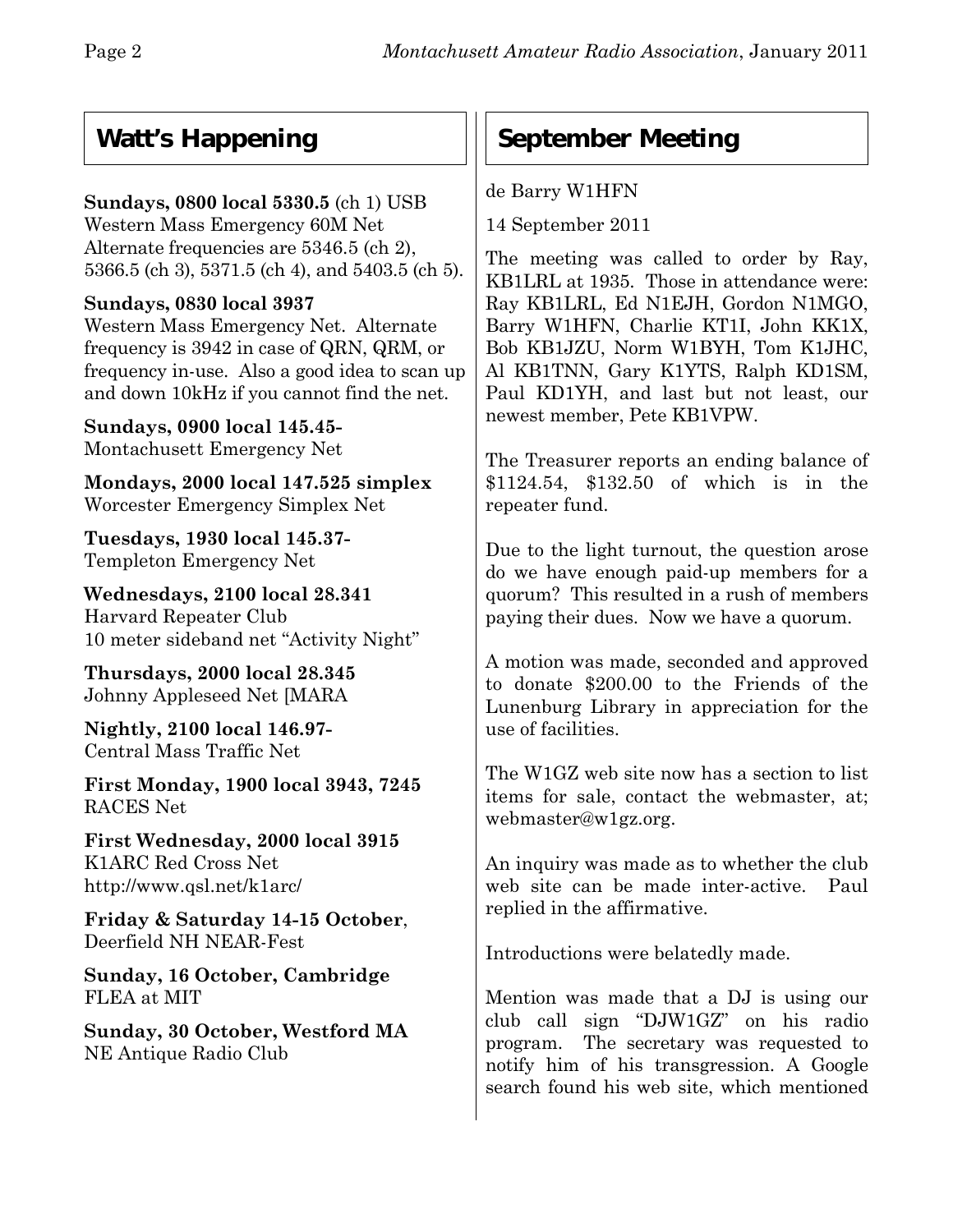## Watt's Happening

**Sundays, 0800 local 5330.5** (ch 1) USB
Western Mass Emergency 60M Net
Alternate frequencies are 5346.5 (ch 2), 5366.5 (ch 3), 5371.5 (ch 4), and 5403.5 (ch 5).

**Sundays, 0830 local 3937**
Western Mass Emergency Net. Alternate frequency is 3942 in case of QRN, QRM, or frequency in-use. Also a good idea to scan up and down 10kHz if you cannot find the net.

**Sundays, 0900 local 145.45-**
Montachusett Emergency Net

**Mondays, 2000 local 147.525 simplex**
Worcester Emergency Simplex Net

**Tuesdays, 1930 local 145.37-**
Templeton Emergency Net

**Wednesdays, 2100 local 28.341**
Harvard Repeater Club
10 meter sideband net "Activity Night"

**Thursdays, 2000 local 28.345**
Johnny Appleseed Net [MARA

**Nightly, 2100 local 146.97-**
Central Mass Traffic Net

**First Monday, 1900 local 3943, 7245**
RACES Net

**First Wednesday, 2000 local 3915**
K1ARC Red Cross Net
http://www.qsl.net/k1arc/

**Friday & Saturday 14-15 October**,
Deerfield NH NEAR-Fest

**Sunday, 16 October, Cambridge**
FLEA at MIT

**Sunday, 30 October, Westford MA**
NE Antique Radio Club

## September Meeting

de Barry W1HFN

14 September 2011

The meeting was called to order by Ray, KB1LRL at 1935. Those in attendance were: Ray KB1LRL, Ed N1EJH, Gordon N1MGO, Barry W1HFN, Charlie KT1I, John KK1X, Bob KB1JZU, Norm W1BYH, Tom K1JHC, Al KB1TNN, Gary K1YTS, Ralph KD1SM, Paul KD1YH, and last but not least, our newest member, Pete KB1VPW.

The Treasurer reports an ending balance of $1124.54, $132.50 of which is in the repeater fund.

Due to the light turnout, the question arose do we have enough paid-up members for a quorum? This resulted in a rush of members paying their dues. Now we have a quorum.

A motion was made, seconded and approved to donate $200.00 to the Friends of the Lunenburg Library in appreciation for the use of facilities.

The W1GZ web site now has a section to list items for sale, contact the webmaster, at; webmaster@w1gz.org.

An inquiry was made as to whether the club web site can be made inter-active. Paul replied in the affirmative.

Introductions were belatedly made.

Mention was made that a DJ is using our club call sign "DJW1GZ" on his radio program. The secretary was requested to notify him of his transgression. A Google search found his web site, which mentioned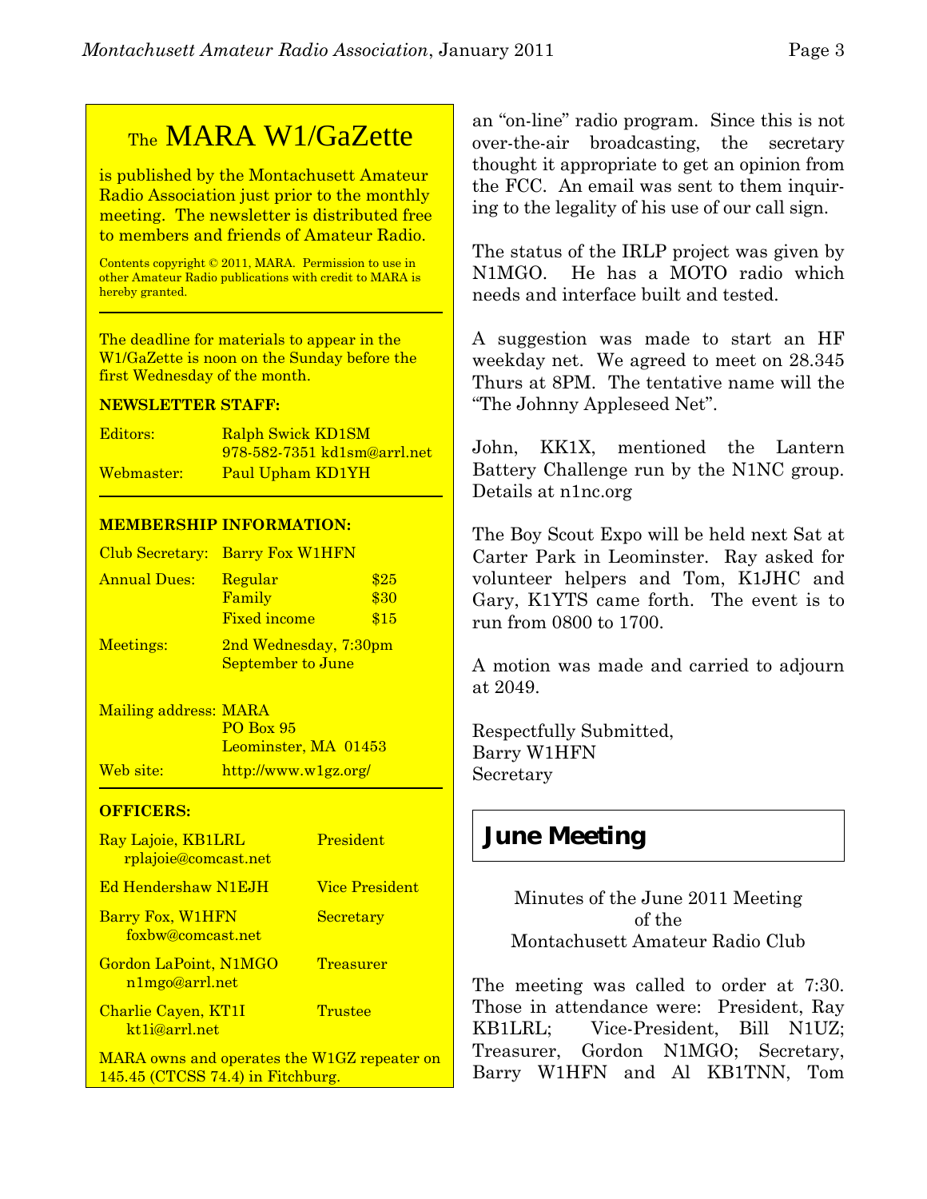## The MARA W1/GaZette

is published by the Montachusett Amateur Radio Association just prior to the monthly meeting. The newsletter is distributed free to members and friends of Amateur Radio.

Contents copyright © 2011, MARA. Permission to use in other Amateur Radio publications with credit to MARA is hereby granted.

The deadline for materials to appear in the W1/GaZette is noon on the Sunday before the first Wednesday of the month.

**NEWSLETTER STAFF:**

| | |
|---|---|
| Editors: | Ralph Swick KD1SM<br>978-582-7351 kd1sm@arrl.net |
| Webmaster: | Paul Upham KD1YH |

**MEMBERSHIP INFORMATION:**

| | | |
|---|---|---|
| Club Secretary: | Barry Fox W1HFN | |
| Annual Dues: | Regular | $25 |
| | Family | $30 |
| | Fixed income | $15 |
| Meetings: | 2nd Wednesday, 7:30pm<br>September to June | |

Mailing address: MARA
PO Box 95
Leominster, MA 01453

Web site: http://www.w1gz.org/

**OFFICERS:**

| | |
|---|---|
| Ray Lajoie, KB1LRL<br>rplajoie@comcast.net | President |
| Ed Hendershaw N1EJH | Vice President |
| Barry Fox, W1HFN<br>foxbw@comcast.net | Secretary |
| Gordon LaPoint, N1MGO<br>n1mgo@arrl.net | Treasurer |
| Charlie Cayen, KT1I<br>kt1i@arrl.net | Trustee |

MARA owns and operates the W1GZ repeater on 145.45 (CTCSS 74.4) in Fitchburg.

an "on-line" radio program. Since this is not over-the-air broadcasting, the secretary thought it appropriate to get an opinion from the FCC. An email was sent to them inquiring to the legality of his use of our call sign.

The status of the IRLP project was given by N1MGO. He has a MOTO radio which needs and interface built and tested.

A suggestion was made to start an HF weekday net. We agreed to meet on 28.345 Thurs at 8PM. The tentative name will the "The Johnny Appleseed Net".

John, KK1X, mentioned the Lantern Battery Challenge run by the N1NC group. Details at n1nc.org

The Boy Scout Expo will be held next Sat at Carter Park in Leominster. Ray asked for volunteer helpers and Tom, K1JHC and Gary, K1YTS came forth. The event is to run from 0800 to 1700.

A motion was made and carried to adjourn at 2049.

Respectfully Submitted,
Barry W1HFN
Secretary

## June Meeting

Minutes of the June 2011 Meeting
of the
Montachusett Amateur Radio Club

The meeting was called to order at 7:30. Those in attendance were: President, Ray KB1LRL; Vice-President, Bill N1UZ; Treasurer, Gordon N1MGO; Secretary, Barry W1HFN and Al KB1TNN, Tom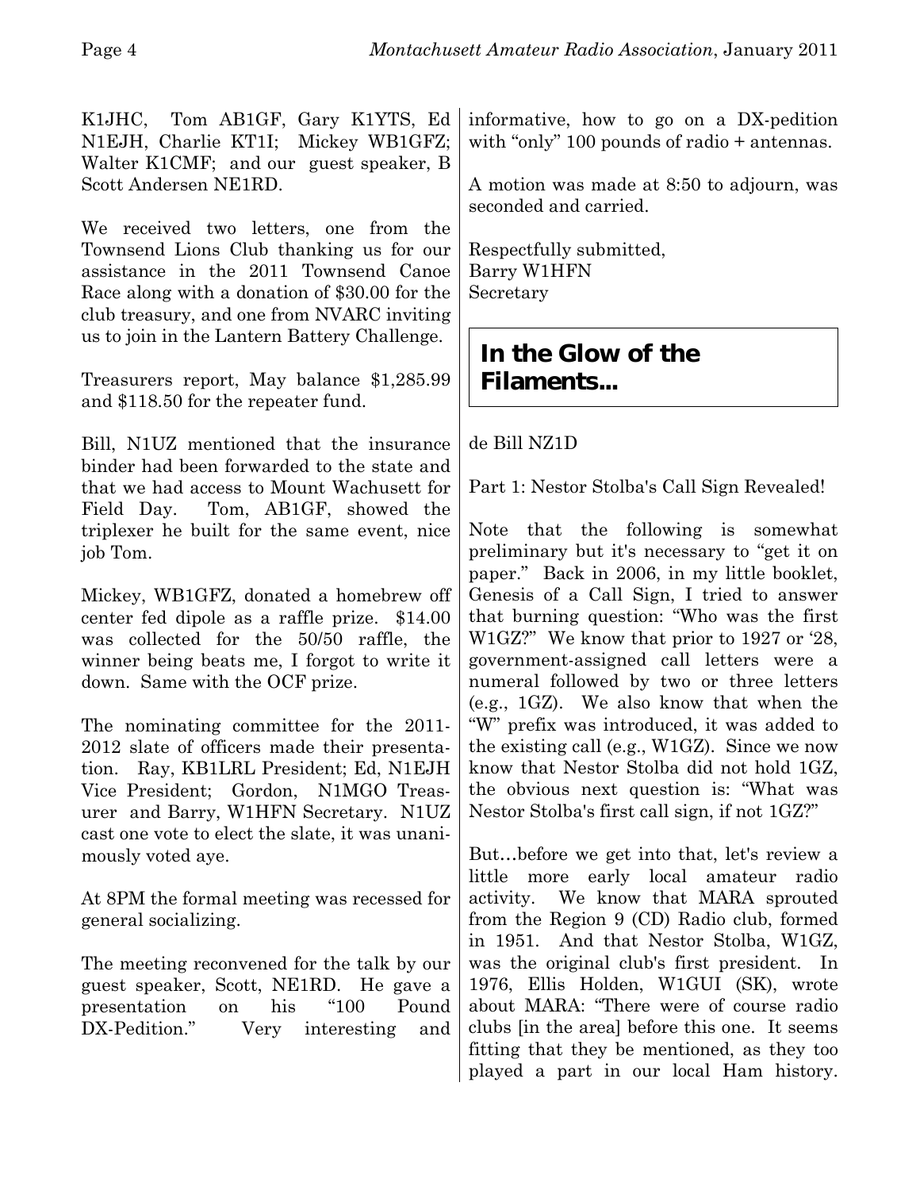K1JHC, Tom AB1GF, Gary K1YTS, Ed N1EJH, Charlie KT1I; Mickey WB1GFZ; Walter K1CMF; and our guest speaker, B Scott Andersen NE1RD.

We received two letters, one from the Townsend Lions Club thanking us for our assistance in the 2011 Townsend Canoe Race along with a donation of $30.00 for the club treasury, and one from NVARC inviting us to join in the Lantern Battery Challenge.

Treasurers report, May balance $1,285.99 and $118.50 for the repeater fund.

Bill, N1UZ mentioned that the insurance binder had been forwarded to the state and that we had access to Mount Wachusett for Field Day. Tom, AB1GF, showed the triplexer he built for the same event, nice job Tom.

Mickey, WB1GFZ, donated a homebrew off center fed dipole as a raffle prize. $14.00 was collected for the 50/50 raffle, the winner being beats me, I forgot to write it down. Same with the OCF prize.

The nominating committee for the 2011-2012 slate of officers made their presentation. Ray, KB1LRL President; Ed, N1EJH Vice President; Gordon, N1MGO Treasurer and Barry, W1HFN Secretary. N1UZ cast one vote to elect the slate, it was unanimously voted aye.

At 8PM the formal meeting was recessed for general socializing.

The meeting reconvened for the talk by our guest speaker, Scott, NE1RD. He gave a presentation on his "100 Pound DX-Pedition." Very interesting and informative, how to go on a DX-pedition with "only" 100 pounds of radio + antennas.

A motion was made at 8:50 to adjourn, was seconded and carried.

Respectfully submitted,
Barry W1HFN
Secretary

## In the Glow of the Filaments...

de Bill NZ1D

Part 1: Nestor Stolba's Call Sign Revealed!

Note that the following is somewhat preliminary but it's necessary to "get it on paper." Back in 2006, in my little booklet, Genesis of a Call Sign, I tried to answer that burning question: "Who was the first W1GZ?" We know that prior to 1927 or '28, government-assigned call letters were a numeral followed by two or three letters (e.g., 1GZ). We also know that when the "W" prefix was introduced, it was added to the existing call (e.g., W1GZ). Since we now know that Nestor Stolba did not hold 1GZ, the obvious next question is: "What was Nestor Stolba's first call sign, if not 1GZ?"

But…before we get into that, let's review a little more early local amateur radio activity. We know that MARA sprouted from the Region 9 (CD) Radio club, formed in 1951. And that Nestor Stolba, W1GZ, was the original club's first president. In 1976, Ellis Holden, W1GUI (SK), wrote about MARA: "There were of course radio clubs [in the area] before this one. It seems fitting that they be mentioned, as they too played a part in our local Ham history.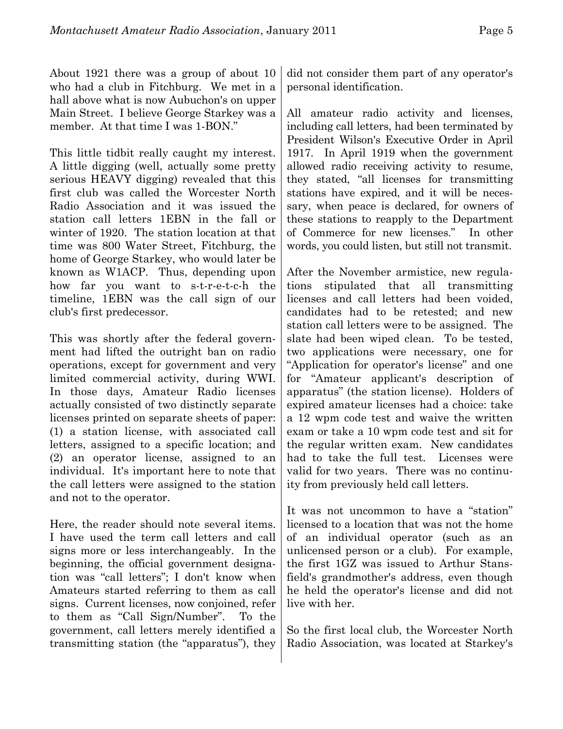About 1921 there was a group of about 10 who had a club in Fitchburg. We met in a hall above what is now Aubuchon's on upper Main Street. I believe George Starkey was a member. At that time I was 1-BON."

This little tidbit really caught my interest. A little digging (well, actually some pretty serious HEAVY digging) revealed that this first club was called the Worcester North Radio Association and it was issued the station call letters 1EBN in the fall or winter of 1920. The station location at that time was 800 Water Street, Fitchburg, the home of George Starkey, who would later be known as W1ACP. Thus, depending upon how far you want to s-t-r-e-t-c-h the timeline, 1EBN was the call sign of our club's first predecessor.

This was shortly after the federal government had lifted the outright ban on radio operations, except for government and very limited commercial activity, during WWI. In those days, Amateur Radio licenses actually consisted of two distinctly separate licenses printed on separate sheets of paper: (1) a station license, with associated call letters, assigned to a specific location; and (2) an operator license, assigned to an individual. It's important here to note that the call letters were assigned to the station and not to the operator.

Here, the reader should note several items. I have used the term call letters and call signs more or less interchangeably. In the beginning, the official government designation was "call letters"; I don't know when Amateurs started referring to them as call signs. Current licenses, now conjoined, refer to them as "Call Sign/Number". To the government, call letters merely identified a transmitting station (the "apparatus"), they did not consider them part of any operator's personal identification.

All amateur radio activity and licenses, including call letters, had been terminated by President Wilson's Executive Order in April 1917. In April 1919 when the government allowed radio receiving activity to resume, they stated, "all licenses for transmitting stations have expired, and it will be necessary, when peace is declared, for owners of these stations to reapply to the Department of Commerce for new licenses." In other words, you could listen, but still not transmit.

After the November armistice, new regulations stipulated that all transmitting licenses and call letters had been voided, candidates had to be retested; and new station call letters were to be assigned. The slate had been wiped clean. To be tested, two applications were necessary, one for "Application for operator's license" and one for "Amateur applicant's description of apparatus" (the station license). Holders of expired amateur licenses had a choice: take a 12 wpm code test and waive the written exam or take a 10 wpm code test and sit for the regular written exam. New candidates had to take the full test. Licenses were valid for two years. There was no continuity from previously held call letters.

It was not uncommon to have a "station" licensed to a location that was not the home of an individual operator (such as an unlicensed person or a club). For example, the first 1GZ was issued to Arthur Stansfield's grandmother's address, even though he held the operator's license and did not live with her.

So the first local club, the Worcester North Radio Association, was located at Starkey's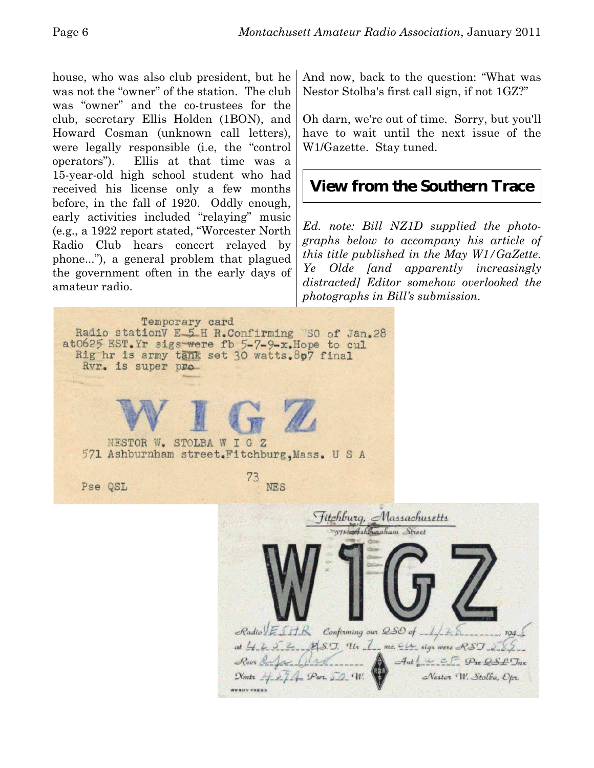house, who was also club president, but he was not the "owner" of the station. The club was "owner" and the co-trustees for the club, secretary Ellis Holden (1BON), and Howard Cosman (unknown call letters), were legally responsible (i.e, the "control operators"). Ellis at that time was a 15-year-old high school student who had received his license only a few months before, in the fall of 1920. Oddly enough, early activities included "relaying" music (e.g., a 1922 report stated, "Worcester North Radio Club hears concert relayed by phone..."), a general problem that plagued the government often in the early days of amateur radio.

And now, back to the question: "What was Nestor Stolba's first call sign, if not 1GZ?"

Oh darn, we're out of time. Sorry, but you'll have to wait until the next issue of the W1/Gazette. Stay tuned.

## View from the Southern Trace

*Ed. note: Bill NZ1D supplied the photographs below to accompany his article of this title published in the May W1/GaZette. Ye Olde [and apparently increasingly distracted] Editor somehow overlooked the photographs in Bill's submission.*

Temporary card
Radio stationV E 5 H R.Confirming QSO of Jan.28
at0625 EST.Yr sigs were fb 5-7-9-x.Hope to cul
Rig hr is army tank set 30 watts.807 final
Rvr. is super pro

W I G Z

NESTOR W. STOLBA W I G Z
571 Ashburnham street.Fitchburg,Mass. U S A

Pse QSL 73 NES

Fitchburg, Massachusetts
571 Ashburnham Street

W1GZ

Radio VE5HR Confirming our QSO of 1/28, 1946
at 4252 EST. Ur 7 mc. CW sigs were RST 589
Rcvr Super Pro Ant ... Pse QSL Tnx
Xmtr 4274 Pwr. 50 W. Nestor W. Stolba, Opr.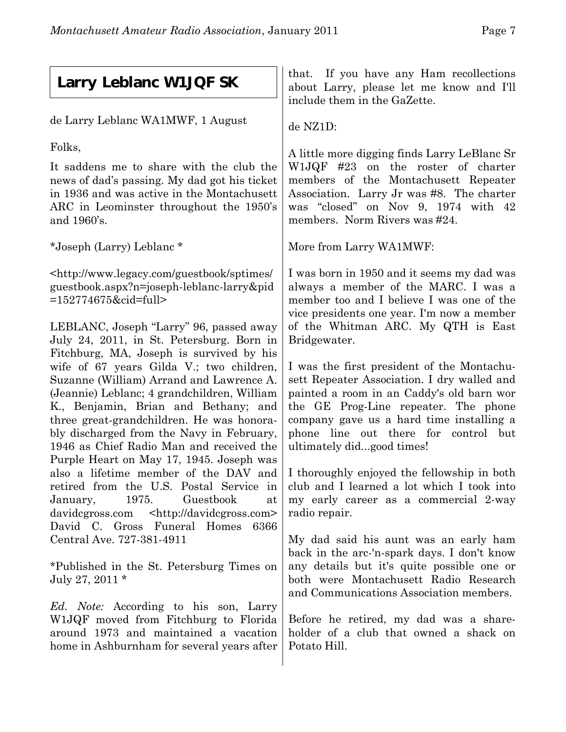## Larry Leblanc W1JQF SK

de Larry Leblanc WA1MWF, 1 August

Folks,

It saddens me to share with the club the news of dad's passing. My dad got his ticket in 1936 and was active in the Montachusett ARC in Leominster throughout the 1950's and 1960's.

*Joseph (Larry) Leblanc *

<http://www.legacy.com/guestbook/sptimes/guestbook.aspx?n=joseph-leblanc-larry&pid=152774675&cid=full>

LEBLANC, Joseph "Larry" 96, passed away July 24, 2011, in St. Petersburg. Born in Fitchburg, MA, Joseph is survived by his wife of 67 years Gilda V.; two children, Suzanne (William) Arrand and Lawrence A. (Jeannie) Leblanc; 4 grandchildren, William K., Benjamin, Brian and Bethany; and three great-grandchildren. He was honorably discharged from the Navy in February, 1946 as Chief Radio Man and received the Purple Heart on May 17, 1945. Joseph was also a lifetime member of the DAV and retired from the U.S. Postal Service in January, 1975. Guestbook at davidcgross.com <http://davidcgross.com> David C. Gross Funeral Homes 6366 Central Ave. 727-381-4911

*Published in the St. Petersburg Times on July 27, 2011 *

*Ed. Note:* According to his son, Larry W1JQF moved from Fitchburg to Florida around 1973 and maintained a vacation home in Ashburnham for several years after that. If you have any Ham recollections about Larry, please let me know and I'll include them in the GaZette.

de NZ1D:

A little more digging finds Larry LeBlanc Sr W1JQF #23 on the roster of charter members of the Montachusett Repeater Association. Larry Jr was #8. The charter was "closed" on Nov 9, 1974 with 42 members. Norm Rivers was #24.

More from Larry WA1MWF:

I was born in 1950 and it seems my dad was always a member of the MARC. I was a member too and I believe I was one of the vice presidents one year. I'm now a member of the Whitman ARC. My QTH is East Bridgewater.

I was the first president of the Montachusett Repeater Association. I dry walled and painted a room in an Caddy's old barn wor the GE Prog-Line repeater. The phone company gave us a hard time installing a phone line out there for control but ultimately did...good times!

I thoroughly enjoyed the fellowship in both club and I learned a lot which I took into my early career as a commercial 2-way radio repair.

My dad said his aunt was an early ham back in the arc-'n-spark days. I don't know any details but it's quite possible one or both were Montachusett Radio Research and Communications Association members.

Before he retired, my dad was a shareholder of a club that owned a shack on Potato Hill.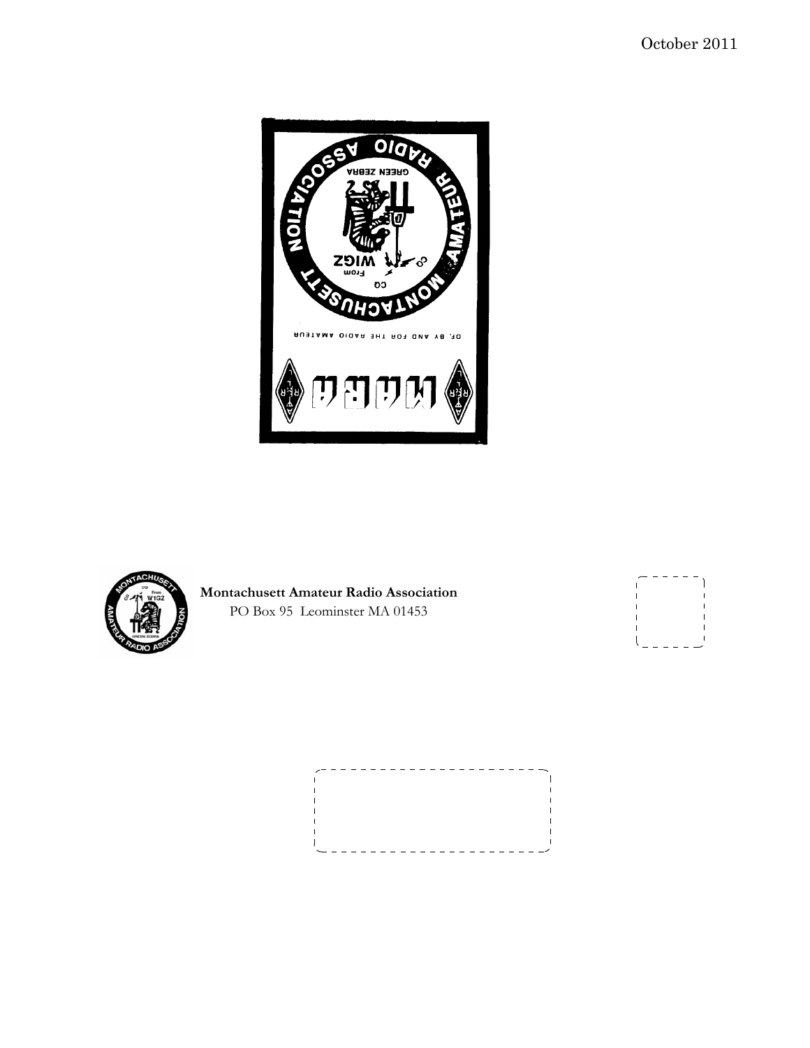October 2011

**Montachusett Amateur Radio Association**

PO Box 95 Leominster MA 01453